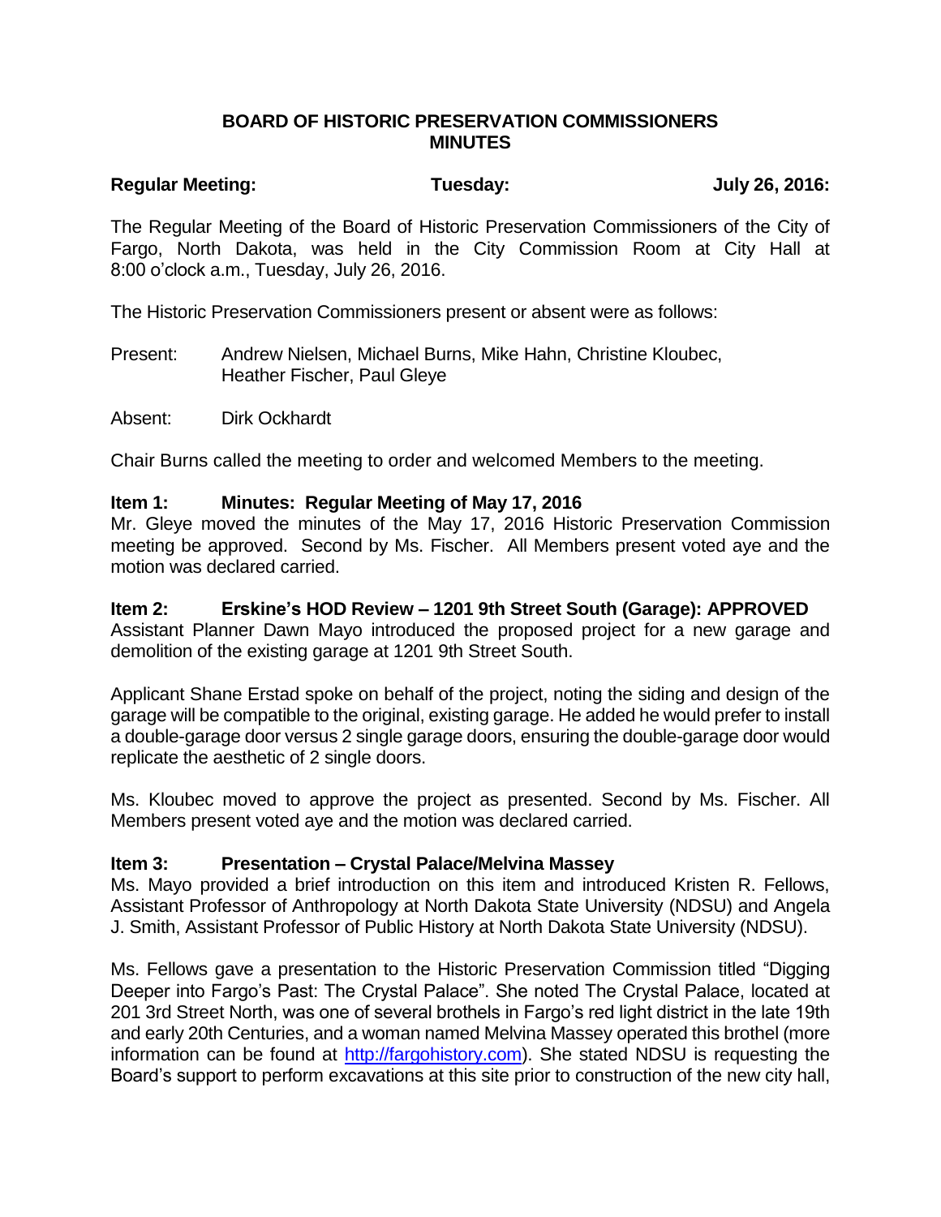# BOARD OF HISTORIC PRESERVATION COMMISSIONERS
# MINUTES

**Regular Meeting:** **Tuesday:** **July 26, 2016:**

The Regular Meeting of the Board of Historic Preservation Commissioners of the City of Fargo, North Dakota, was held in the City Commission Room at City Hall at 8:00 o'clock a.m., Tuesday, July 26, 2016.

The Historic Preservation Commissioners present or absent were as follows:

Present: Andrew Nielsen, Michael Burns, Mike Hahn, Christine Kloubec, Heather Fischer, Paul Gleye

Absent: Dirk Ockhardt

Chair Burns called the meeting to order and welcomed Members to the meeting.

### Item 1: Minutes: Regular Meeting of May 17, 2016

Mr. Gleye moved the minutes of the May 17, 2016 Historic Preservation Commission meeting be approved. Second by Ms. Fischer. All Members present voted aye and the motion was declared carried.

### Item 2: Erskine's HOD Review – 1201 9th Street South (Garage): APPROVED

Assistant Planner Dawn Mayo introduced the proposed project for a new garage and demolition of the existing garage at 1201 9th Street South.

Applicant Shane Erstad spoke on behalf of the project, noting the siding and design of the garage will be compatible to the original, existing garage. He added he would prefer to install a double-garage door versus 2 single garage doors, ensuring the double-garage door would replicate the aesthetic of 2 single doors.

Ms. Kloubec moved to approve the project as presented. Second by Ms. Fischer. All Members present voted aye and the motion was declared carried.

### Item 3: Presentation – Crystal Palace/Melvina Massey

Ms. Mayo provided a brief introduction on this item and introduced Kristen R. Fellows, Assistant Professor of Anthropology at North Dakota State University (NDSU) and Angela J. Smith, Assistant Professor of Public History at North Dakota State University (NDSU).

Ms. Fellows gave a presentation to the Historic Preservation Commission titled "Digging Deeper into Fargo's Past: The Crystal Palace". She noted The Crystal Palace, located at 201 3rd Street North, was one of several brothels in Fargo's red light district in the late 19th and early 20th Centuries, and a woman named Melvina Massey operated this brothel (more information can be found at [http://fargohistory.com](http://fargohistory.com)). She stated NDSU is requesting the Board's support to perform excavations at this site prior to construction of the new city hall,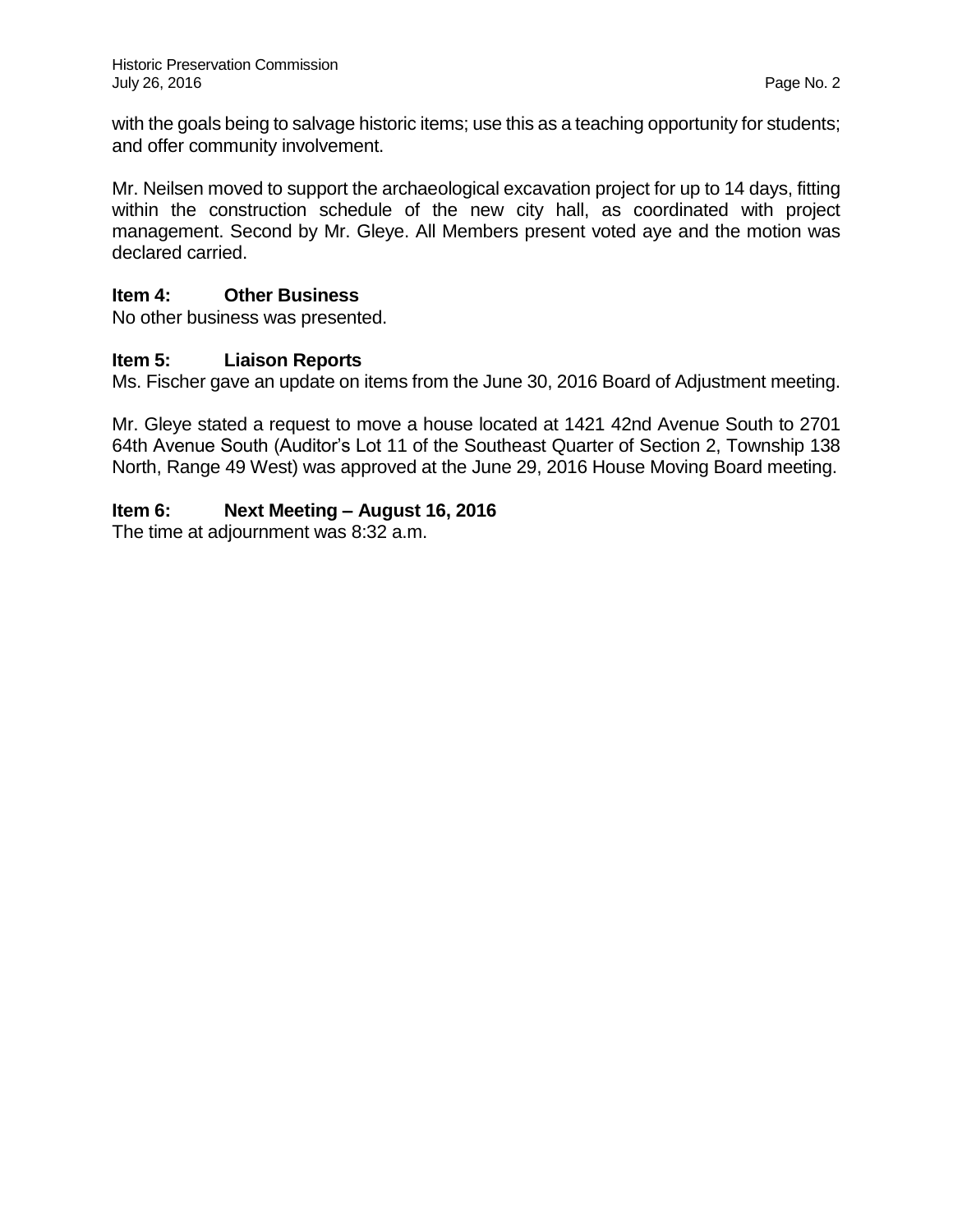with the goals being to salvage historic items; use this as a teaching opportunity for students; and offer community involvement.

Mr. Neilsen moved to support the archaeological excavation project for up to 14 days, fitting within the construction schedule of the new city hall, as coordinated with project management. Second by Mr. Gleye. All Members present voted aye and the motion was declared carried.

**Item 4: Other Business**
No other business was presented.

**Item 5: Liaison Reports**
Ms. Fischer gave an update on items from the June 30, 2016 Board of Adjustment meeting.

Mr. Gleye stated a request to move a house located at 1421 42nd Avenue South to 2701 64th Avenue South (Auditor's Lot 11 of the Southeast Quarter of Section 2, Township 138 North, Range 49 West) was approved at the June 29, 2016 House Moving Board meeting.

**Item 6: Next Meeting – August 16, 2016**
The time at adjournment was 8:32 a.m.